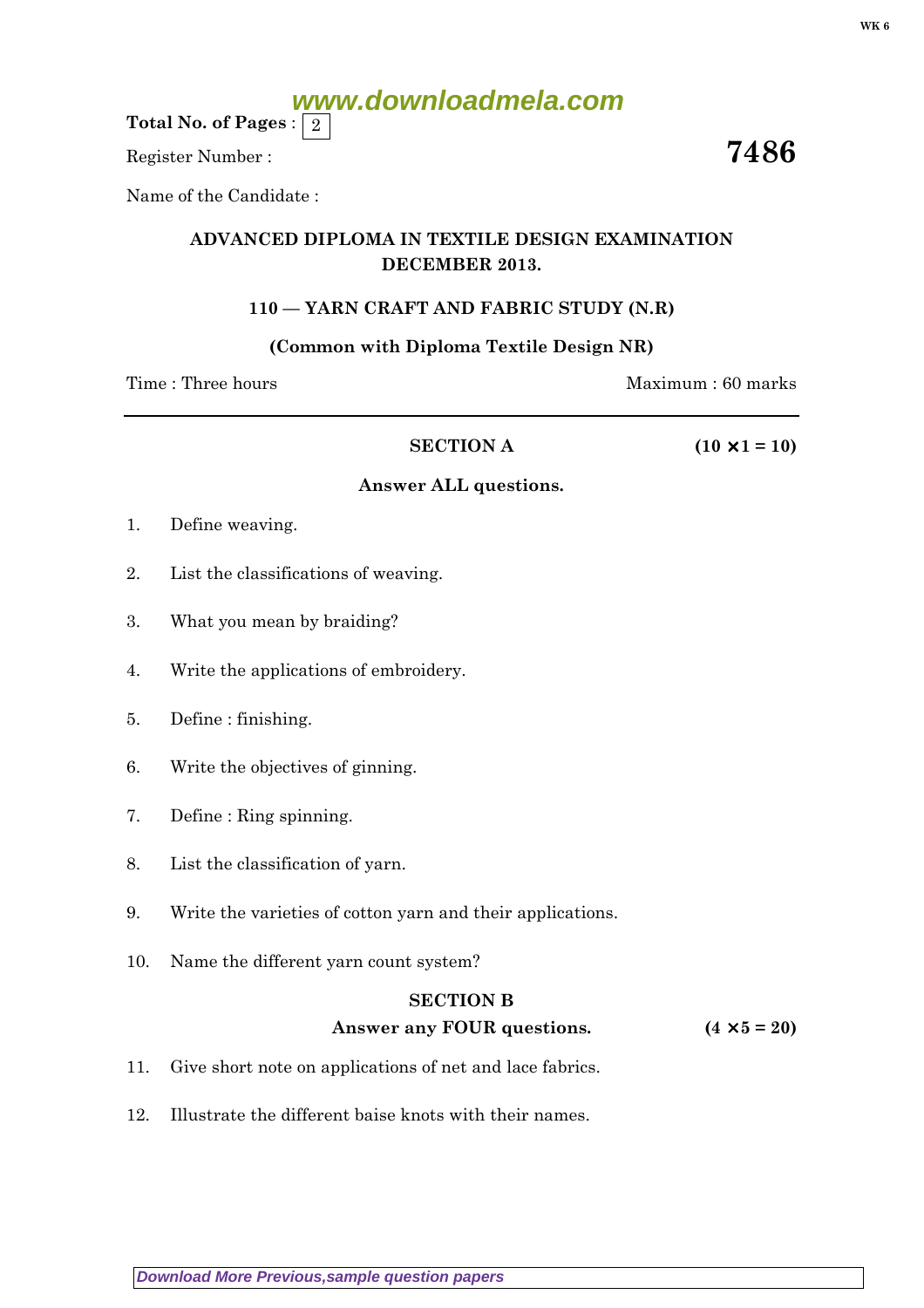Total No. of Pages : 2

Register Number :

**7486**

Name of the Candidate :

## ADVANCED DIPLOMA IN TEXTILE DESIGN EXAMINATION DECEMBER 2013.

### 110 — YARN CRAFT AND FABRIC STUDY (N.R)

**(Common with Diploma Textile Design NR)**

Time : Three hours | Maximum : 60 marks

---

### SECTION A — $(10 \times 1 = 10)$

**Answer ALL questions.**

1. Define weaving.

2. List the classifications of weaving.

3. What you mean by braiding?

4. Write the applications of embroidery.

5. Define : finishing.

6. Write the objectives of ginning.

7. Define : Ring spinning.

8. List the classification of yarn.

9. Write the varieties of cotton yarn and their applications.

10. Name the different yarn count system?

### SECTION B

**Answer any FOUR questions.** $(4 \times 5 = 20)$

11. Give short note on applications of net and lace fabrics.

12. Illustrate the different baise knots with their names.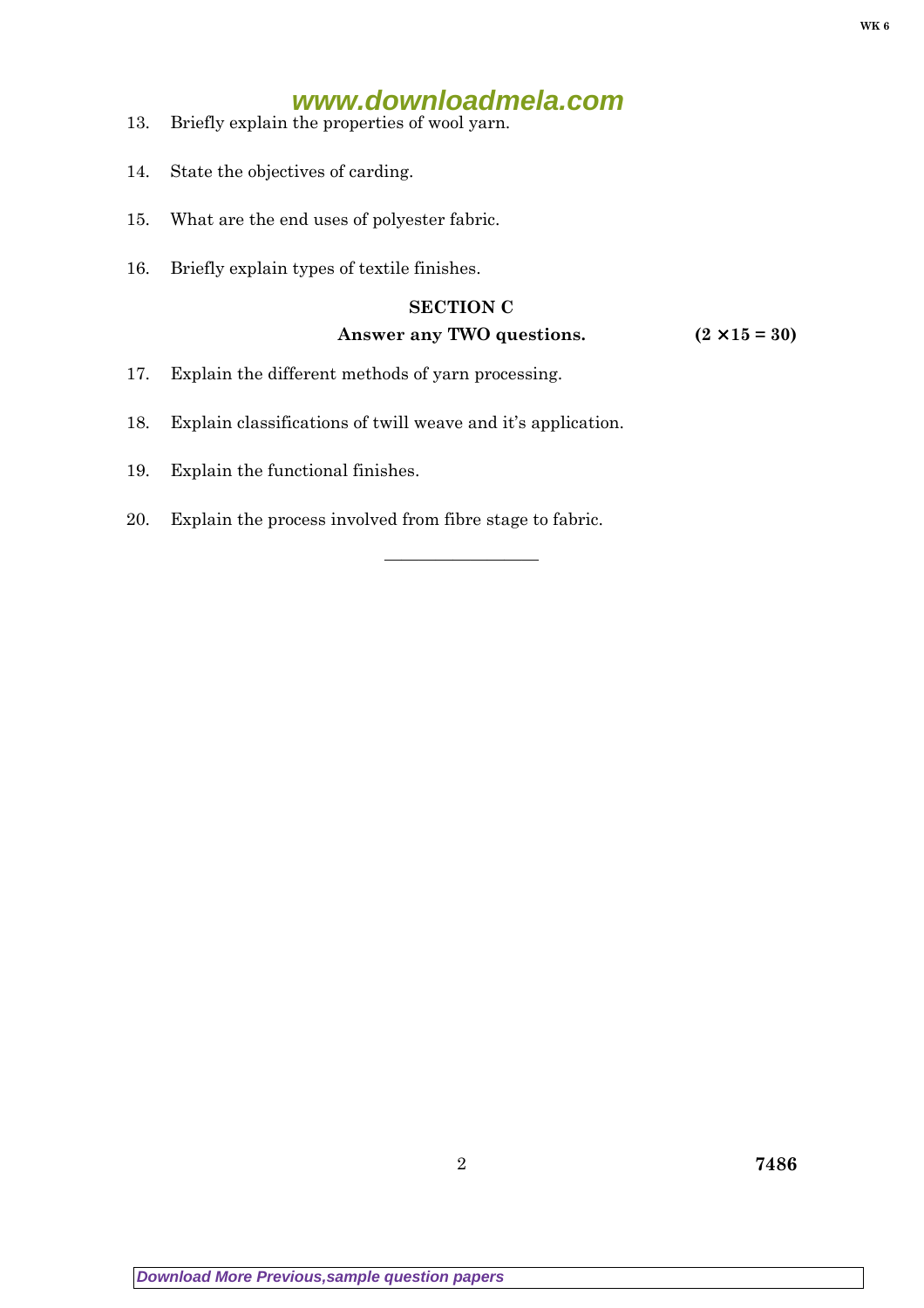13. Briefly explain the properties of wool yarn.

14. State the objectives of carding.

15. What are the end uses of polyester fabric.

16. Briefly explain types of textile finishes.

## SECTION C

**Answer any TWO questions.** **(2 × 15 = 30)**

17. Explain the different methods of yarn processing.

18. Explain classifications of twill weave and it's application.

19. Explain the functional finishes.

20. Explain the process involved from fibre stage to fabric.